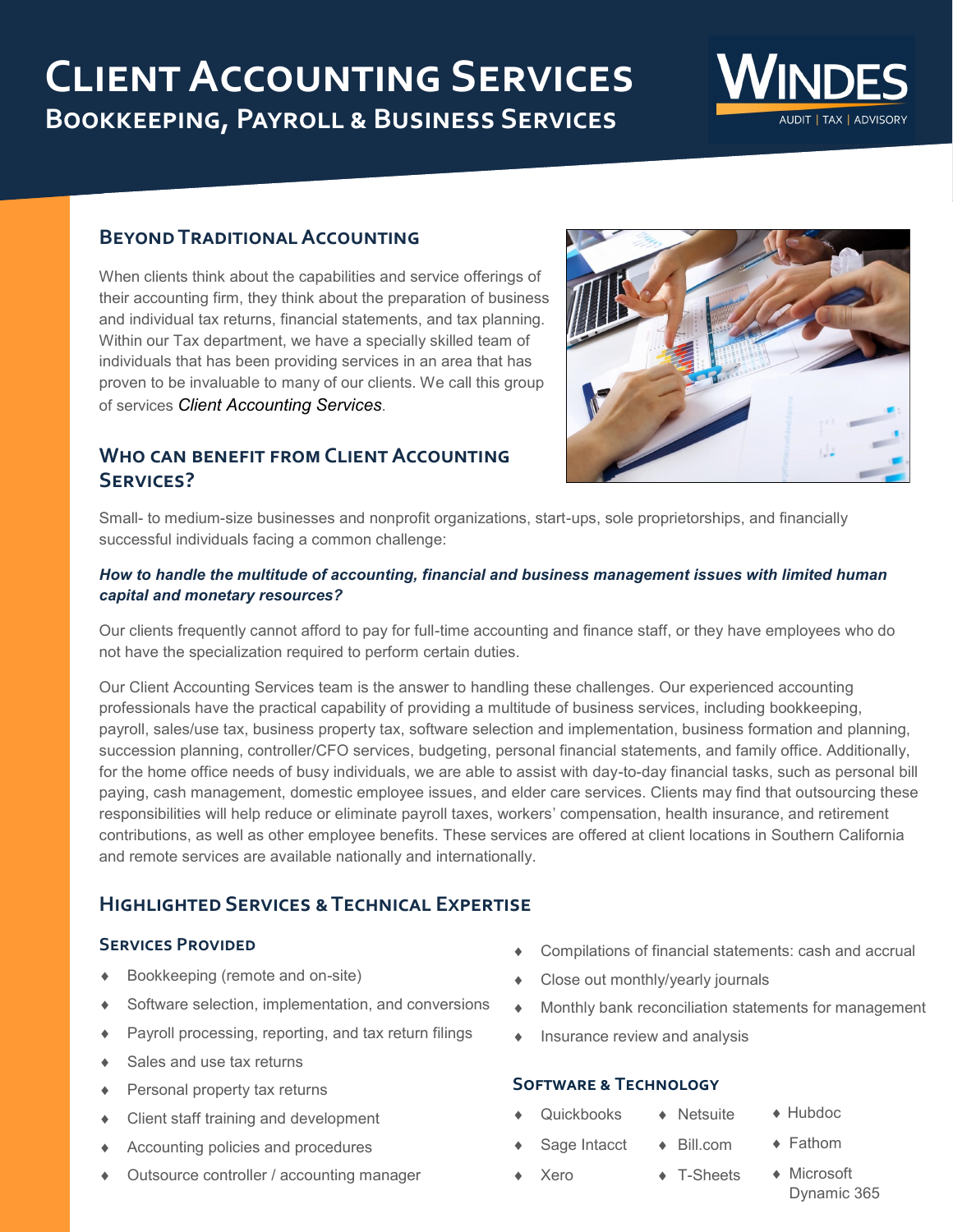# Client Accounting Services

## Bookkeeping, Payroll & Business Services

WINDES
AUDIT | TAX | ADVISORY

### Beyond Traditional Accounting

When clients think about the capabilities and service offerings of their accounting firm, they think about the preparation of business and individual tax returns, financial statements, and tax planning. Within our Tax department, we have a specially skilled team of individuals that has been providing services in an area that has proven to be invaluable to many of our clients. We call this group of services *Client Accounting Services*.

### Who can benefit from Client Accounting Services?

Small- to medium-size businesses and nonprofit organizations, start-ups, sole proprietorships, and financially successful individuals facing a common challenge:

***How to handle the multitude of accounting, financial and business management issues with limited human capital and monetary resources?***

Our clients frequently cannot afford to pay for full-time accounting and finance staff, or they have employees who do not have the specialization required to perform certain duties.

Our Client Accounting Services team is the answer to handling these challenges. Our experienced accounting professionals have the practical capability of providing a multitude of business services, including bookkeeping, payroll, sales/use tax, business property tax, software selection and implementation, business formation and planning, succession planning, controller/CFO services, budgeting, personal financial statements, and family office. Additionally, for the home office needs of busy individuals, we are able to assist with day-to-day financial tasks, such as personal bill paying, cash management, domestic employee issues, and elder care services. Clients may find that outsourcing these responsibilities will help reduce or eliminate payroll taxes, workers' compensation, health insurance, and retirement contributions, as well as other employee benefits. These services are offered at client locations in Southern California and remote services are available nationally and internationally.

### Highlighted Services & Technical Expertise

#### Services Provided

- Bookkeeping (remote and on-site)
- Software selection, implementation, and conversions
- Payroll processing, reporting, and tax return filings
- Sales and use tax returns
- Personal property tax returns
- Client staff training and development
- Accounting policies and procedures
- Outsource controller / accounting manager
- Compilations of financial statements: cash and accrual
- Close out monthly/yearly journals
- Monthly bank reconciliation statements for management
- Insurance review and analysis

#### Software & Technology

- Quickbooks
- Sage Intacct
- Xero
- Netsuite
- Bill.com
- T-Sheets
- Hubdoc
- Fathom
- Microsoft Dynamic 365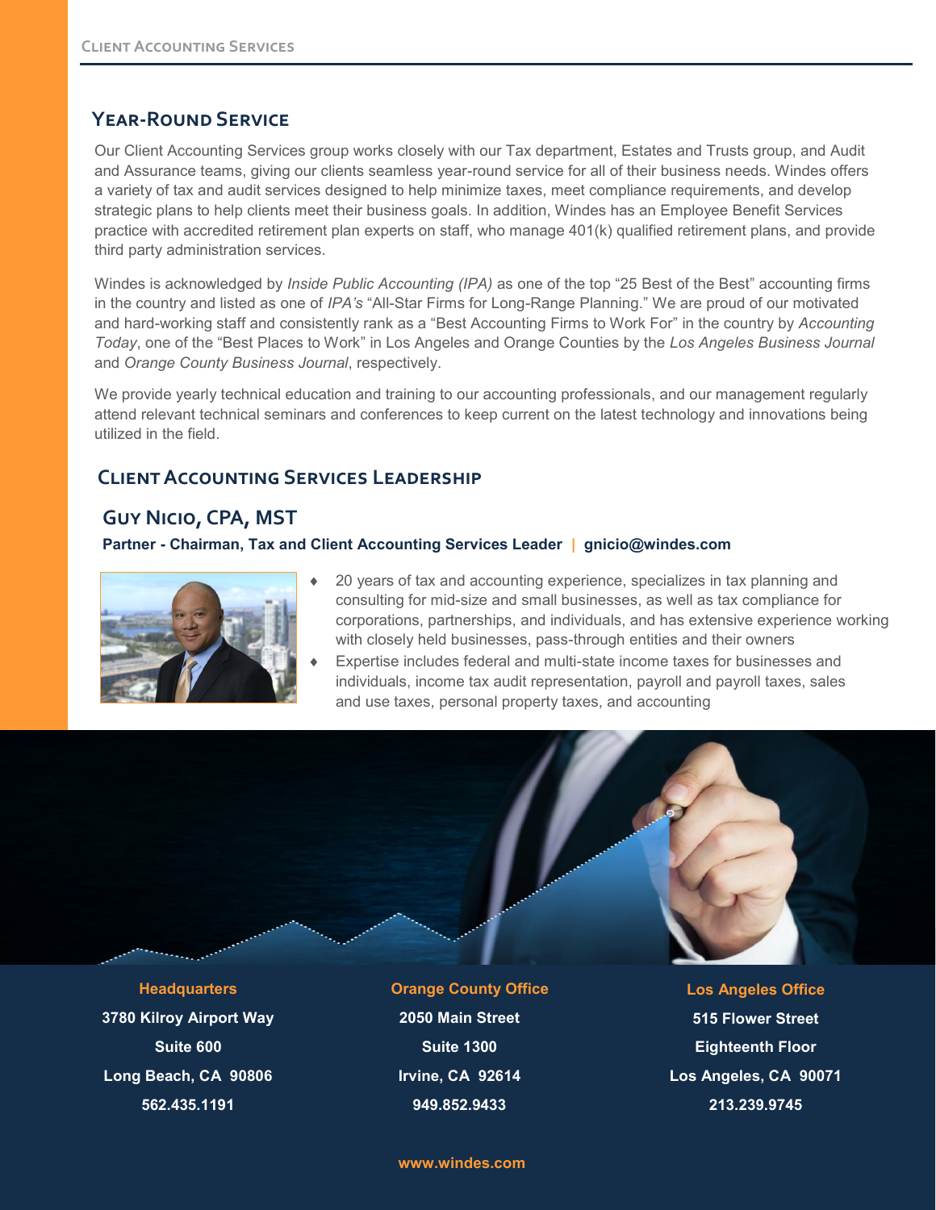## Year-Round Service

Our Client Accounting Services group works closely with our Tax department, Estates and Trusts group, and Audit and Assurance teams, giving our clients seamless year-round service for all of their business needs. Windes offers a variety of tax and audit services designed to help minimize taxes, meet compliance requirements, and develop strategic plans to help clients meet their business goals. In addition, Windes has an Employee Benefit Services practice with accredited retirement plan experts on staff, who manage 401(k) qualified retirement plans, and provide third party administration services.

Windes is acknowledged by *Inside Public Accounting (IPA)* as one of the top "25 Best of the Best" accounting firms in the country and listed as one of *IPA's* "All-Star Firms for Long-Range Planning." We are proud of our motivated and hard-working staff and consistently rank as a "Best Accounting Firms to Work For" in the country by *Accounting Today*, one of the "Best Places to Work" in Los Angeles and Orange Counties by the *Los Angeles Business Journal* and *Orange County Business Journal*, respectively.

We provide yearly technical education and training to our accounting professionals, and our management regularly attend relevant technical seminars and conferences to keep current on the latest technology and innovations being utilized in the field.

## Client Accounting Services Leadership

### Guy Nicio, CPA, MST

**Partner - Chairman, Tax and Client Accounting Services Leader | gnicio@windes.com**

- 20 years of tax and accounting experience, specializes in tax planning and consulting for mid-size and small businesses, as well as tax compliance for corporations, partnerships, and individuals, and has extensive experience working with closely held businesses, pass-through entities and their owners
- Expertise includes federal and multi-state income taxes for businesses and individuals, income tax audit representation, payroll and payroll taxes, sales and use taxes, personal property taxes, and accounting

**Headquarters**
3780 Kilroy Airport Way
Suite 600
Long Beach, CA 90806
562.435.1191

**Orange County Office**
2050 Main Street
Suite 1300
Irvine, CA 92614
949.852.9433

**Los Angeles Office**
515 Flower Street
Eighteenth Floor
Los Angeles, CA 90071
213.239.9745

www.windes.com